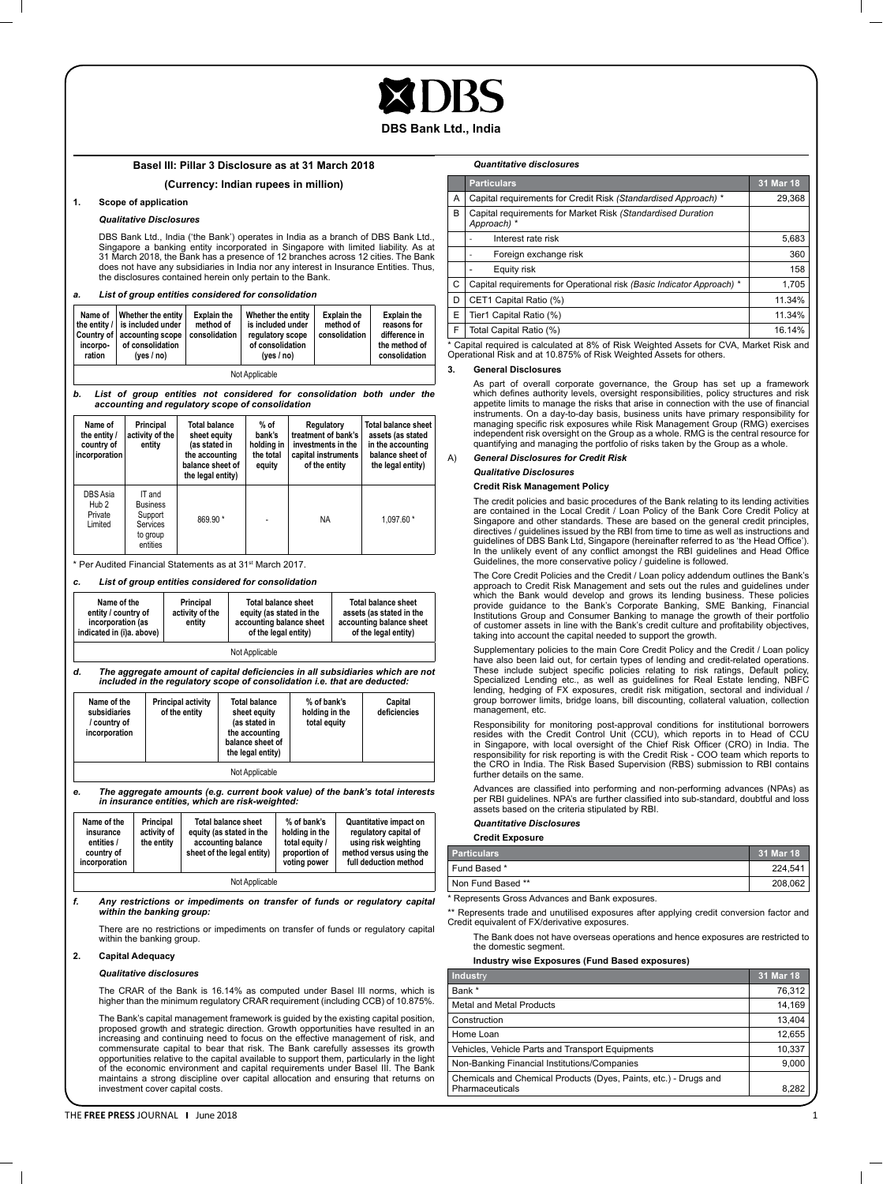# DBS Bank Ltd., India

## Basel III: Pillar 3 Disclosure as at 31 March 2018

**(Currency: Indian rupees in million)**

### 1. Scope of application

*Qualitative Disclosures*

DBS Bank Ltd., India ('the Bank') operates in India as a branch of DBS Bank Ltd., Singapore a banking entity incorporated in Singapore with limited liability. As at 31 March 2018, the Bank has a presence of 12 branches across 12 cities. The Bank does not have any subsidiaries in India nor any interest in Insurance Entities. Thus, the disclosures contained herein only pertain to the Bank.

***a. List of group entities considered for consolidation***

| Name of the entity / Country of incorporation | Whether the entity is included under accounting scope of consolidation (yes / no) | Explain the method of consolidation | Whether the entity is included under regulatory scope of consolidation (yes / no) | Explain the method of consolidation | Explain the reasons for difference in the method of consolidation |
|---|---|---|---|---|---|
| Not Applicable | | | | | |

***b. List of group entities not considered for consolidation both under the accounting and regulatory scope of consolidation***

| Name of the entity / country of incorporation | Principal activity of the entity | Total balance sheet equity (as stated in the accounting balance sheet of the legal entity) | % of bank's holding in the total equity | Regulatory treatment of bank's investments in the capital instruments of the entity | Total balance sheet assets (as stated in the accounting balance sheet of the legal entity) |
|---|---|---|---|---|---|
| DBS Asia Hub 2 Private Limited | IT and Business Support Services to group entities | 869.90 * | - | NA | 1,097.60 * |

\* Per Audited Financial Statements as at 31st March 2017.

***c. List of group entities considered for consolidation***

| Name of the entity / country of incorporation (as indicated in (i)a. above) | Principal activity of the entity | Total balance sheet equity (as stated in the accounting balance sheet of the legal entity) | Total balance sheet assets (as stated in the accounting balance sheet of the legal entity) |
|---|---|---|---|
| Not Applicable | | | |

***d. The aggregate amount of capital deficiencies in all subsidiaries which are not included in the regulatory scope of consolidation i.e. that are deducted:***

| Name of the subsidiaries / country of incorporation | Principal activity of the entity | Total balance sheet equity (as stated in the accounting balance sheet of the legal entity) | % of bank's holding in the total equity | Capital deficiencies |
|---|---|---|---|---|
| Not Applicable | | | | |

***e. The aggregate amounts (e.g. current book value) of the bank's total interests in insurance entities, which are risk-weighted:***

| Name of the insurance entities / country of incorporation | Principal activity of the entity | Total balance sheet equity (as stated in the accounting balance sheet of the legal entity) | % of bank's holding in the total equity / proportion of voting power | Quantitative impact on regulatory capital of using risk weighting method versus using the full deduction method |
|---|---|---|---|---|
| Not Applicable | | | | |

***f. Any restrictions or impediments on transfer of funds or regulatory capital within the banking group:***

There are no restrictions or impediments on transfer of funds or regulatory capital within the banking group.

### 2. Capital Adequacy

*Qualitative disclosures*

The CRAR of the Bank is 16.14% as computed under Basel III norms, which is higher than the minimum regulatory CRAR requirement (including CCB) of 10.875%.

The Bank's capital management framework is guided by the existing capital position, proposed growth and strategic direction. Growth opportunities have resulted in an increasing and continuing need to focus on the effective management of risk, and commensurate capital to bear that risk. The Bank carefully assesses its growth opportunities relative to the capital available to support them, particularly in the light of the economic environment and capital requirements under Basel III. The Bank maintains a strong discipline over capital allocation and ensuring that returns on investment cover capital costs.

*Quantitative disclosures*

| | Particulars | 31 Mar 18 |
|---|---|---|
| A | Capital requirements for Credit Risk *(Standardised Approach)* * | 29,368 |
| B | Capital requirements for Market Risk *(Standardised Duration Approach)* * | |
| | - Interest rate risk | 5,683 |
| | - Foreign exchange risk | 360 |
| | - Equity risk | 158 |
| C | Capital requirements for Operational risk *(Basic Indicator Approach)* * | 1,705 |
| D | CET1 Capital Ratio (%) | 11.34% |
| E | Tier1 Capital Ratio (%) | 11.34% |
| F | Total Capital Ratio (%) | 16.14% |

\* Capital required is calculated at 8% of Risk Weighted Assets for CVA, Market Risk and Operational Risk and at 10.875% of Risk Weighted Assets for others.

### 3. General Disclosures

As part of overall corporate governance, the Group has set up a framework which defines authority levels, oversight responsibilities, policy structures and risk appetite limits to manage the risks that arise in connection with the use of financial instruments. On a day-to-day basis, business units have primary responsibility for managing specific risk exposures while Risk Management Group (RMG) exercises independent risk oversight on the Group as a whole. RMG is the central resource for quantifying and managing the portfolio of risks taken by the Group as a whole.

#### A) *General Disclosures for Credit Risk*

*Qualitative Disclosures*

**Credit Risk Management Policy**

The credit policies and basic procedures of the Bank relating to its lending activities are contained in the Local Credit / Loan Policy of the Bank Core Credit Policy at Singapore and other standards. These are based on the general credit principles, directives / guidelines issued by the RBI from time to time as well as instructions and guidelines of DBS Bank Ltd, Singapore (hereinafter referred to as 'the Head Office'). In the unlikely event of any conflict amongst the RBI guidelines and Head Office Guidelines, the more conservative policy / guideline is followed.

The Core Credit Policies and the Credit / Loan policy addendum outlines the Bank's approach to Credit Risk Management and sets out the rules and guidelines under which the Bank would develop and grows its lending business. These policies provide guidance to the Bank's Corporate Banking, SME Banking, Financial Institutions Group and Consumer Banking to manage the growth of their portfolio of customer assets in line with the Bank's credit culture and profitability objectives, taking into account the capital needed to support the growth.

Supplementary policies to the main Core Credit Policy and the Credit / Loan policy have also been laid out, for certain types of lending and credit-related operations. These include subject specific policies relating to risk ratings, Default policy, Specialized Lending etc., as well as guidelines for Real Estate lending, NBFC lending, hedging of FX exposures, credit risk mitigation, sectoral and individual / group borrower limits, bridge loans, bill discounting, collateral valuation, collection management, etc.

Responsibility for monitoring post-approval conditions for institutional borrowers resides with the Credit Control Unit (CCU), which reports in to Head of CCU in Singapore, with local oversight of the Chief Risk Officer (CRO) in India. The responsibility for risk reporting is with the Credit Risk - COO team which reports to the CRO in India. The Risk Based Supervision (RBS) submission to RBI contains further details on the same.

Advances are classified into performing and non-performing advances (NPAs) as per RBI guidelines. NPA's are further classified into sub-standard, doubtful and loss assets based on the criteria stipulated by RBI.

*Quantitative Disclosures*

**Credit Exposure**

| Particulars | 31 Mar 18 |
|---|---|
| Fund Based * | 224,541 |
| Non Fund Based ** | 208,062 |

\* Represents Gross Advances and Bank exposures.

\*\* Represents trade and unutilised exposures after applying credit conversion factor and Credit equivalent of FX/derivative exposures.

The Bank does not have overseas operations and hence exposures are restricted to the domestic segment.

**Industry wise Exposures (Fund Based exposures)**

| Industry | 31 Mar 18 |
|---|---|
| Bank * | 76,312 |
| Metal and Metal Products | 14,169 |
| Construction | 13,404 |
| Home Loan | 12,655 |
| Vehicles, Vehicle Parts and Transport Equipments | 10,337 |
| Non-Banking Financial Institutions/Companies | 9,000 |
| Chemicals and Chemical Products (Dyes, Paints, etc.) - Drugs and Pharmaceuticals | 8,282 |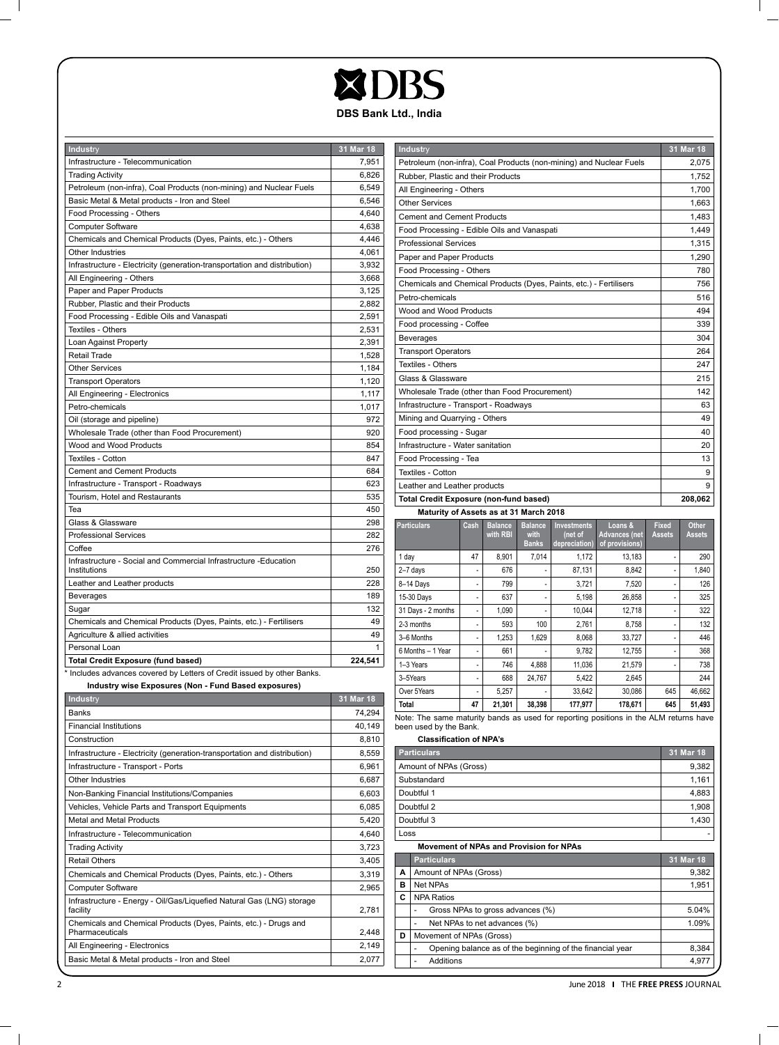# DBS Bank Ltd., India

| Industry | 31 Mar 18 |
|---|---|
| Infrastructure - Telecommunication | 7,951 |
| Trading Activity | 6,826 |
| Petroleum (non-infra), Coal Products (non-mining) and Nuclear Fuels | 6,549 |
| Basic Metal & Metal products - Iron and Steel | 6,546 |
| Food Processing - Others | 4,640 |
| Computer Software | 4,638 |
| Chemicals and Chemical Products (Dyes, Paints, etc.) - Others | 4,446 |
| Other Industries | 4,061 |
| Infrastructure - Electricity (generation-transportation and distribution) | 3,932 |
| All Engineering - Others | 3,668 |
| Paper and Paper Products | 3,125 |
| Rubber, Plastic and their Products | 2,882 |
| Food Processing - Edible Oils and Vanaspati | 2,591 |
| Textiles - Others | 2,531 |
| Loan Against Property | 2,391 |
| Retail Trade | 1,528 |
| Other Services | 1,184 |
| Transport Operators | 1,120 |
| All Engineering - Electronics | 1,117 |
| Petro-chemicals | 1,017 |
| Oil (storage and pipeline) | 972 |
| Wholesale Trade (other than Food Procurement) | 920 |
| Wood and Wood Products | 854 |
| Textiles - Cotton | 847 |
| Cement and Cement Products | 684 |
| Infrastructure - Transport - Roadways | 623 |
| Tourism, Hotel and Restaurants | 535 |
| Tea | 450 |
| Glass & Glassware | 298 |
| Professional Services | 282 |
| Coffee | 276 |
| Infrastructure - Social and Commercial Infrastructure -Education Institutions | 250 |
| Leather and Leather products | 228 |
| Beverages | 189 |
| Sugar | 132 |
| Chemicals and Chemical Products (Dyes, Paints, etc.) - Fertilisers | 49 |
| Agriculture & allied activities | 49 |
| Personal Loan | 1 |
| **Total Credit Exposure (fund based)** | **224,541** |

* Includes advances covered by Letters of Credit issued by other Banks.

**Industry wise Exposures (Non - Fund Based exposures)**

| Industry | 31 Mar 18 |
|---|---|
| Banks | 74,294 |
| Financial Institutions | 40,149 |
| Construction | 8,810 |
| Infrastructure - Electricity (generation-transportation and distribution) | 8,559 |
| Infrastructure - Transport - Ports | 6,961 |
| Other Industries | 6,687 |
| Non-Banking Financial Institutions/Companies | 6,603 |
| Vehicles, Vehicle Parts and Transport Equipments | 6,085 |
| Metal and Metal Products | 5,420 |
| Infrastructure - Telecommunication | 4,640 |
| Trading Activity | 3,723 |
| Retail Others | 3,405 |
| Chemicals and Chemical Products (Dyes, Paints, etc.) - Others | 3,319 |
| Computer Software | 2,965 |
| Infrastructure - Energy - Oil/Gas/Liquefied Natural Gas (LNG) storage facility | 2,781 |
| Chemicals and Chemical Products (Dyes, Paints, etc.) - Drugs and Pharmaceuticals | 2,448 |
| All Engineering - Electronics | 2,149 |
| Basic Metal & Metal products - Iron and Steel | 2,077 |
| Petroleum (non-infra), Coal Products (non-mining) and Nuclear Fuels | 2,075 |
| Rubber, Plastic and their Products | 1,752 |
| All Engineering - Others | 1,700 |
| Other Services | 1,663 |
| Cement and Cement Products | 1,483 |
| Food Processing - Edible Oils and Vanaspati | 1,449 |
| Professional Services | 1,315 |
| Paper and Paper Products | 1,290 |
| Food Processing - Others | 780 |
| Chemicals and Chemical Products (Dyes, Paints, etc.) - Fertilisers | 756 |
| Petro-chemicals | 516 |
| Wood and Wood Products | 494 |
| Food processing - Coffee | 339 |
| Beverages | 304 |
| Transport Operators | 264 |
| Textiles - Others | 247 |
| Glass & Glassware | 215 |
| Wholesale Trade (other than Food Procurement) | 142 |
| Infrastructure - Transport - Roadways | 63 |
| Mining and Quarrying - Others | 49 |
| Food processing - Sugar | 40 |
| Infrastructure - Water sanitation | 20 |
| Food Processing - Tea | 13 |
| Textiles - Cotton | 9 |
| Leather and Leather products | 9 |
| **Total Credit Exposure (non-fund based)** | **208,062** |

**Maturity of Assets as at 31 March 2018**

| Particulars | Cash | Balance with RBI | Balance with Banks | Investments (net of depreciation) | Loans & Advances (net of provisions) | Fixed Assets | Other Assets |
|---|---|---|---|---|---|---|---|
| 1 day | 47 | 8,901 | 7,014 | 1,172 | 13,183 | - | 290 |
| 2–7 days | - | 676 | - | 87,131 | 8,842 | - | 1,840 |
| 8–14 Days | - | 799 | - | 3,721 | 7,520 | - | 126 |
| 15-30 Days | - | 637 | - | 5,198 | 26,858 | - | 325 |
| 31 Days - 2 months | - | 1,090 | - | 10,044 | 12,718 | - | 322 |
| 2-3 months | - | 593 | 100 | 2,761 | 8,758 | - | 132 |
| 3–6 Months | - | 1,253 | 1,629 | 8,068 | 33,727 | - | 446 |
| 6 Months – 1 Year | - | 661 | - | 9,782 | 12,755 | - | 368 |
| 1–3 Years | - | 746 | 4,888 | 11,036 | 21,579 | - | 738 |
| 3–5Years | - | 688 | 24,767 | 5,422 | 2,645 | | 244 |
| Over 5Years | - | 5,257 | - | 33,642 | 30,086 | 645 | 46,662 |
| **Total** | **47** | **21,301** | **38,398** | **177,977** | **178,671** | **645** | **51,493** |

Note: The same maturity bands as used for reporting positions in the ALM returns have been used by the Bank.

**Classification of NPA's**

| Particulars | 31 Mar 18 |
|---|---|
| Amount of NPAs (Gross) | 9,382 |
| Substandard | 1,161 |
| Doubtful 1 | 4,883 |
| Doubtful 2 | 1,908 |
| Doubtful 3 | 1,430 |
| Loss | - |

**Movement of NPAs and Provision for NPAs**

| | Particulars | 31 Mar 18 |
|---|---|---|
| A | Amount of NPAs (Gross) | 9,382 |
| B | Net NPAs | 1,951 |
| C | NPA Ratios | |
| | - Gross NPAs to gross advances (%) | 5.04% |
| | - Net NPAs to net advances (%) | 1.09% |
| D | Movement of NPAs (Gross) | |
| | - Opening balance as of the beginning of the financial year | 8,384 |
| | - Additions | 4,977 |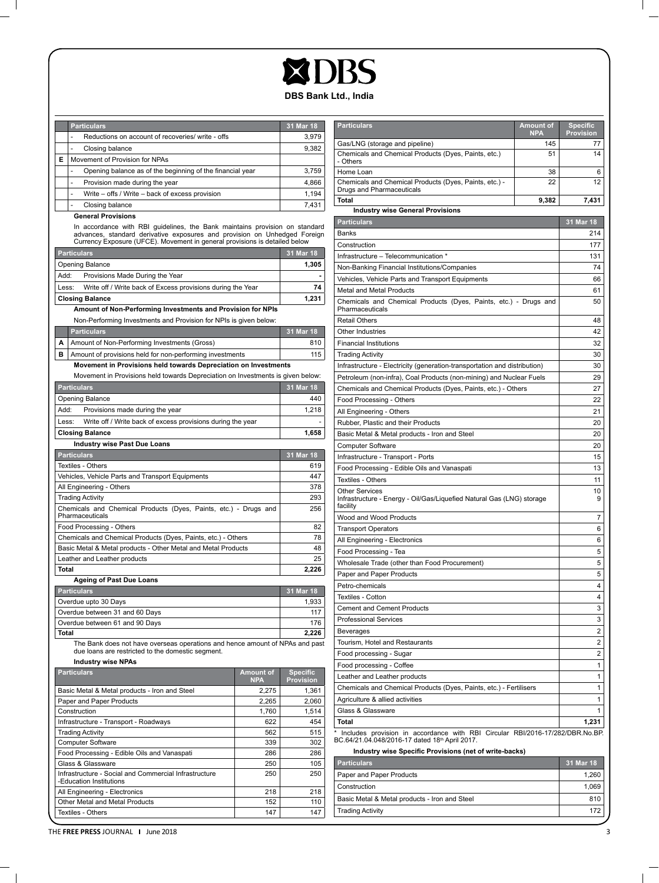# DBS Bank Ltd., India

| | Particulars | 31 Mar 18 |
|---|---|---|
| | - Reductions on account of recoveries/ write - offs | 3,979 |
| | - Closing balance | 9,382 |
| **E** | Movement of Provision for NPAs | |
| | - Opening balance as of the beginning of the financial year | 3,759 |
| | - Provision made during the year | 4,866 |
| | - Write – offs / Write – back of excess provision | 1,194 |
| | - Closing balance | 7,431 |

**General Provisions**

In accordance with RBI guidelines, the Bank maintains provision on standard advances, standard derivative exposures and provision on Unhedged Foreign Currency Exposure (UFCE). Movement in general provisions is detailed below

| Particulars | 31 Mar 18 |
|---|---|
| Opening Balance | **1,305** |
| Add: Provisions Made During the Year | **-** |
| Less: Write off / Write back of Excess provisions during the Year | **74** |
| **Closing Balance** | **1,231** |

**Amount of Non-Performing Investments and Provision for NPIs**

Non-Performing Investments and Provision for NPIs is given below:

| | Particulars | 31 Mar 18 |
|---|---|---|
| **A** | Amount of Non-Performing Investments (Gross) | 810 |
| **B** | Amount of provisions held for non-performing investments | 115 |

**Movement in Provisions held towards Depreciation on Investments**

Movement in Provisions held towards Depreciation on Investments is given below:

| Particulars | 31 Mar 18 |
|---|---|
| Opening Balance | 440 |
| Add: Provisions made during the year | 1,218 |
| Less: Write off / Write back of excess provisions during the year | - |
| **Closing Balance** | **1,658** |

**Industry wise Past Due Loans**

| Particulars | 31 Mar 18 |
|---|---|
| Textiles - Others | 619 |
| Vehicles, Vehicle Parts and Transport Equipments | 447 |
| All Engineering - Others | 378 |
| Trading Activity | 293 |
| Chemicals and Chemical Products (Dyes, Paints, etc.) - Drugs and Pharmaceuticals | 256 |
| Food Processing - Others | 82 |
| Chemicals and Chemical Products (Dyes, Paints, etc.) - Others | 78 |
| Basic Metal & Metal products - Other Metal and Metal Products | 48 |
| Leather and Leather products | 25 |
| **Total** | **2,226** |

**Ageing of Past Due Loans**

| Particulars | 31 Mar 18 |
|---|---|
| Overdue upto 30 Days | 1,933 |
| Overdue between 31 and 60 Days | 117 |
| Overdue between 61 and 90 Days | 176 |
| **Total** | **2,226** |

The Bank does not have overseas operations and hence amount of NPAs and past due loans are restricted to the domestic segment.

**Industry wise NPAs**

| Particulars | Amount of NPA | Specific Provision |
|---|---|---|
| Basic Metal & Metal products - Iron and Steel | 2,275 | 1,361 |
| Paper and Paper Products | 2,265 | 2,060 |
| Construction | 1,760 | 1,514 |
| Infrastructure - Transport - Roadways | 622 | 454 |
| Trading Activity | 562 | 515 |
| Computer Software | 339 | 302 |
| Food Processing - Edible Oils and Vanaspati | 286 | 286 |
| Glass & Glassware | 250 | 105 |
| Infrastructure - Social and Commercial Infrastructure -Education Institutions | 250 | 250 |
| All Engineering - Electronics | 218 | 218 |
| Other Metal and Metal Products | 152 | 110 |
| Textiles - Others | 147 | 147 |
| Gas/LNG (storage and pipeline) | 145 | 77 |
| Chemicals and Chemical Products (Dyes, Paints, etc.) - Others | 51 | 14 |
| Home Loan | 38 | 6 |
| Chemicals and Chemical Products (Dyes, Paints, etc.) - Drugs and Pharmaceuticals | 22 | 12 |
| **Total** | **9,382** | **7,431** |

**Industry wise General Provisions**

| Particulars | 31 Mar 18 |
|---|---|
| Banks | 214 |
| Construction | 177 |
| Infrastructure – Telecommunication * | 131 |
| Non-Banking Financial Institutions/Companies | 74 |
| Vehicles, Vehicle Parts and Transport Equipments | 66 |
| Metal and Metal Products | 61 |
| Chemicals and Chemical Products (Dyes, Paints, etc.) - Drugs and Pharmaceuticals | 50 |
| Retail Others | 48 |
| Other Industries | 42 |
| Financial Institutions | 32 |
| Trading Activity | 30 |
| Infrastructure - Electricity (generation-transportation and distribution) | 30 |
| Petroleum (non-infra), Coal Products (non-mining) and Nuclear Fuels | 29 |
| Chemicals and Chemical Products (Dyes, Paints, etc.) - Others | 27 |
| Food Processing - Others | 22 |
| All Engineering - Others | 21 |
| Rubber, Plastic and their Products | 20 |
| Basic Metal & Metal products - Iron and Steel | 20 |
| Computer Software | 20 |
| Infrastructure - Transport - Ports | 15 |
| Food Processing - Edible Oils and Vanaspati | 13 |
| Textiles - Others | 11 |
| Other Services | 10 |
| Infrastructure - Energy - Oil/Gas/Liquefied Natural Gas (LNG) storage facility | 9 |
| Wood and Wood Products | 7 |
| Transport Operators | 6 |
| All Engineering - Electronics | 6 |
| Food Processing - Tea | 5 |
| Wholesale Trade (other than Food Procurement) | 5 |
| Paper and Paper Products | 5 |
| Petro-chemicals | 4 |
| Textiles - Cotton | 4 |
| Cement and Cement Products | 3 |
| Professional Services | 3 |
| Beverages | 2 |
| Tourism, Hotel and Restaurants | 2 |
| Food processing - Sugar | 2 |
| Food processing - Coffee | 1 |
| Leather and Leather products | 1 |
| Chemicals and Chemical Products (Dyes, Paints, etc.) - Fertilisers | 1 |
| Agriculture & allied activities | 1 |
| Glass & Glassware | 1 |
| **Total** | **1,231** |

* Includes provision in accordance with RBI Circular RBI/2016-17/282/DBR.No.BP. BC.64/21.04.048/2016-17 dated 18th April 2017.

**Industry wise Specific Provisions (net of write-backs)**

| Particulars | 31 Mar 18 |
|---|---|
| Paper and Paper Products | 1,260 |
| Construction | 1,069 |
| Basic Metal & Metal products - Iron and Steel | 810 |
| Trading Activity | 172 |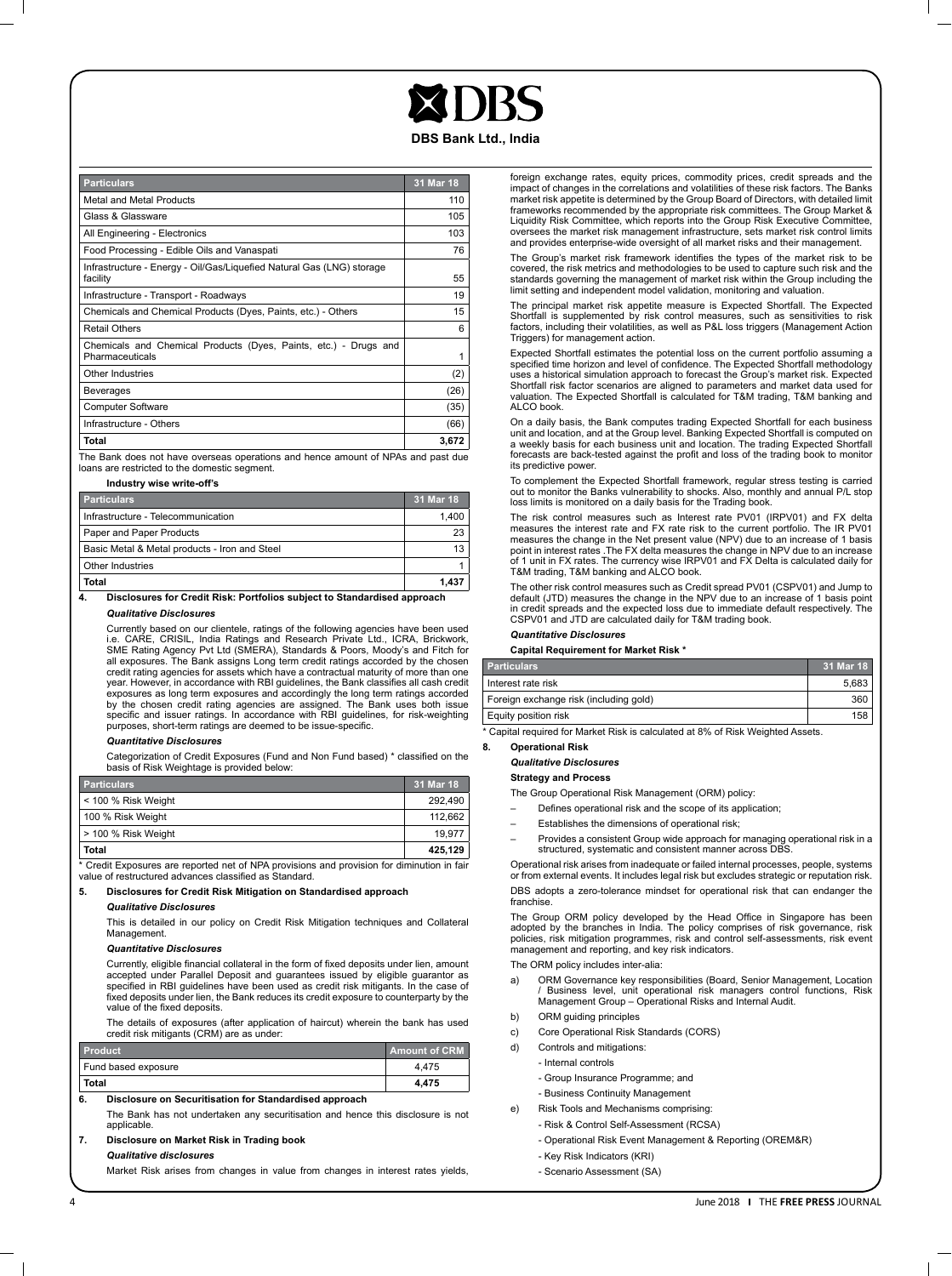# DBS Bank Ltd., India

| Particulars | 31 Mar 18 |
|---|---|
| Metal and Metal Products | 110 |
| Glass & Glassware | 105 |
| All Engineering - Electronics | 103 |
| Food Processing - Edible Oils and Vanaspati | 76 |
| Infrastructure - Energy - Oil/Gas/Liquefied Natural Gas (LNG) storage facility | 55 |
| Infrastructure - Transport - Roadways | 19 |
| Chemicals and Chemical Products (Dyes, Paints, etc.) - Others | 15 |
| Retail Others | 6 |
| Chemicals and Chemical Products (Dyes, Paints, etc.) - Drugs and Pharmaceuticals | 1 |
| Other Industries | (2) |
| Beverages | (26) |
| Computer Software | (35) |
| Infrastructure - Others | (66) |
| **Total** | **3,672** |

The Bank does not have overseas operations and hence amount of NPAs and past due loans are restricted to the domestic segment.

**Industry wise write-off's**

| Particulars | 31 Mar 18 |
|---|---|
| Infrastructure - Telecommunication | 1,400 |
| Paper and Paper Products | 23 |
| Basic Metal & Metal products - Iron and Steel | 13 |
| Other Industries | 1 |
| **Total** | **1,437** |

**4. Disclosures for Credit Risk: Portfolios subject to Standardised approach**

***Qualitative Disclosures***

Currently based on our clientele, ratings of the following agencies have been used i.e. CARE, CRISIL, India Ratings and Research Private Ltd., ICRA, Brickwork, SME Rating Agency Pvt Ltd (SMERA), Standards & Poors, Moody's and Fitch for all exposures. The Bank assigns Long term credit ratings accorded by the chosen credit rating agencies for assets which have a contractual maturity of more than one year. However, in accordance with RBI guidelines, the Bank classifies all cash credit exposures as long term exposures and accordingly the long term ratings accorded by the chosen credit rating agencies are assigned. The Bank uses both issue specific and issuer ratings. In accordance with RBI guidelines, for risk-weighting purposes, short-term ratings are deemed to be issue-specific.

***Quantitative Disclosures***

Categorization of Credit Exposures (Fund and Non Fund based) * classified on the basis of Risk Weightage is provided below:

| Particulars | 31 Mar 18 |
|---|---|
| < 100 % Risk Weight | 292,490 |
| 100 % Risk Weight | 112,662 |
| > 100 % Risk Weight | 19,977 |
| **Total** | **425,129** |

* Credit Exposures are reported net of NPA provisions and provision for diminution in fair value of restructured advances classified as Standard.

**5. Disclosures for Credit Risk Mitigation on Standardised approach**

***Qualitative Disclosures***

This is detailed in our policy on Credit Risk Mitigation techniques and Collateral Management.

***Quantitative Disclosures***

Currently, eligible financial collateral in the form of fixed deposits under lien, amount accepted under Parallel Deposit and guarantees issued by eligible guarantor as specified in RBI guidelines have been used as credit risk mitigants. In the case of fixed deposits under lien, the Bank reduces its credit exposure to counterparty by the value of the fixed deposits.

The details of exposures (after application of haircut) wherein the bank has used credit risk mitigants (CRM) are as under:

| Product | Amount of CRM |
|---|---|
| Fund based exposure | 4,475 |
| **Total** | **4,475** |

**6. Disclosure on Securitisation for Standardised approach**

The Bank has not undertaken any securitisation and hence this disclosure is not applicable.

**7. Disclosure on Market Risk in Trading book**

***Qualitative disclosures***

Market Risk arises from changes in value from changes in interest rates yields, foreign exchange rates, equity prices, commodity prices, credit spreads and the impact of changes in the correlations and volatilities of these risk factors. The Banks market risk appetite is determined by the Group Board of Directors, with detailed limit frameworks recommended by the appropriate risk committees. The Group Market & Liquidity Risk Committee, which reports into the Group Risk Executive Committee, oversees the market risk management infrastructure, sets market risk control limits and provides enterprise-wide oversight of all market risks and their management.

The Group's market risk framework identifies the types of the market risk to be covered, the risk metrics and methodologies to be used to capture such risk and the standards governing the management of market risk within the Group including the limit setting and independent model validation, monitoring and valuation.

The principal market risk appetite measure is Expected Shortfall. The Expected Shortfall is supplemented by risk control measures, such as sensitivities to risk factors, including their volatilities, as well as P&L loss triggers (Management Action Triggers) for management action.

Expected Shortfall estimates the potential loss on the current portfolio assuming a specified time horizon and level of confidence. The Expected Shortfall methodology uses a historical simulation approach to forecast the Group's market risk. Expected Shortfall risk factor scenarios are aligned to parameters and market data used for valuation. The Expected Shortfall is calculated for T&M trading, T&M banking and ALCO book.

On a daily basis, the Bank computes trading Expected Shortfall for each business unit and location, and at the Group level. Banking Expected Shortfall is computed on a weekly basis for each business unit and location. The trading Expected Shortfall forecasts are back-tested against the profit and loss of the trading book to monitor its predictive power.

To complement the Expected Shortfall framework, regular stress testing is carried out to monitor the Banks vulnerability to shocks. Also, monthly and annual P/L stop loss limits is monitored on a daily basis for the Trading book.

The risk control measures such as Interest rate PV01 (IRPV01) and FX delta measures the interest rate and FX rate risk to the current portfolio. The IR PV01 measures the change in the Net present value (NPV) due to an increase of 1 basis point in interest rates .The FX delta measures the change in NPV due to an increase of 1 unit in FX rates. The currency wise IRPV01 and FX Delta is calculated daily for T&M trading, T&M banking and ALCO book.

The other risk control measures such as Credit spread PV01 (CSPV01) and Jump to default (JTD) measures the change in the NPV due to an increase of 1 basis point in credit spreads and the expected loss due to immediate default respectively. The CSPV01 and JTD are calculated daily for T&M trading book.

***Quantitative Disclosures***

**Capital Requirement for Market Risk ***

| Particulars | 31 Mar 18 |
|---|---|
| Interest rate risk | 5,683 |
| Foreign exchange risk (including gold) | 360 |
| Equity position risk | 158 |

* Capital required for Market Risk is calculated at 8% of Risk Weighted Assets.

**8. Operational Risk**

***Qualitative Disclosures***

**Strategy and Process**

The Group Operational Risk Management (ORM) policy:

- Defines operational risk and the scope of its application;
- Establishes the dimensions of operational risk;
- Provides a consistent Group wide approach for managing operational risk in a structured, systematic and consistent manner across DBS.

Operational risk arises from inadequate or failed internal processes, people, systems or from external events. It includes legal risk but excludes strategic or reputation risk.

DBS adopts a zero-tolerance mindset for operational risk that can endanger the franchise.

The Group ORM policy developed by the Head Office in Singapore has been adopted by the branches in India. The policy comprises of risk governance, risk policies, risk mitigation programmes, risk and control self-assessments, risk event management and reporting, and key risk indicators.

The ORM policy includes inter-alia:

a) ORM Governance key responsibilities (Board, Senior Management, Location / Business level, unit operational risk managers control functions, Risk Management Group – Operational Risks and Internal Audit.

b) ORM guiding principles

c) Core Operational Risk Standards (CORS)

d) Controls and mitigations:
   - Internal controls
   - Group Insurance Programme; and
   - Business Continuity Management

e) Risk Tools and Mechanisms comprising:
   - Risk & Control Self-Assessment (RCSA)
   - Operational Risk Event Management & Reporting (OREM&R)
   - Key Risk Indicators (KRI)
   - Scenario Assessment (SA)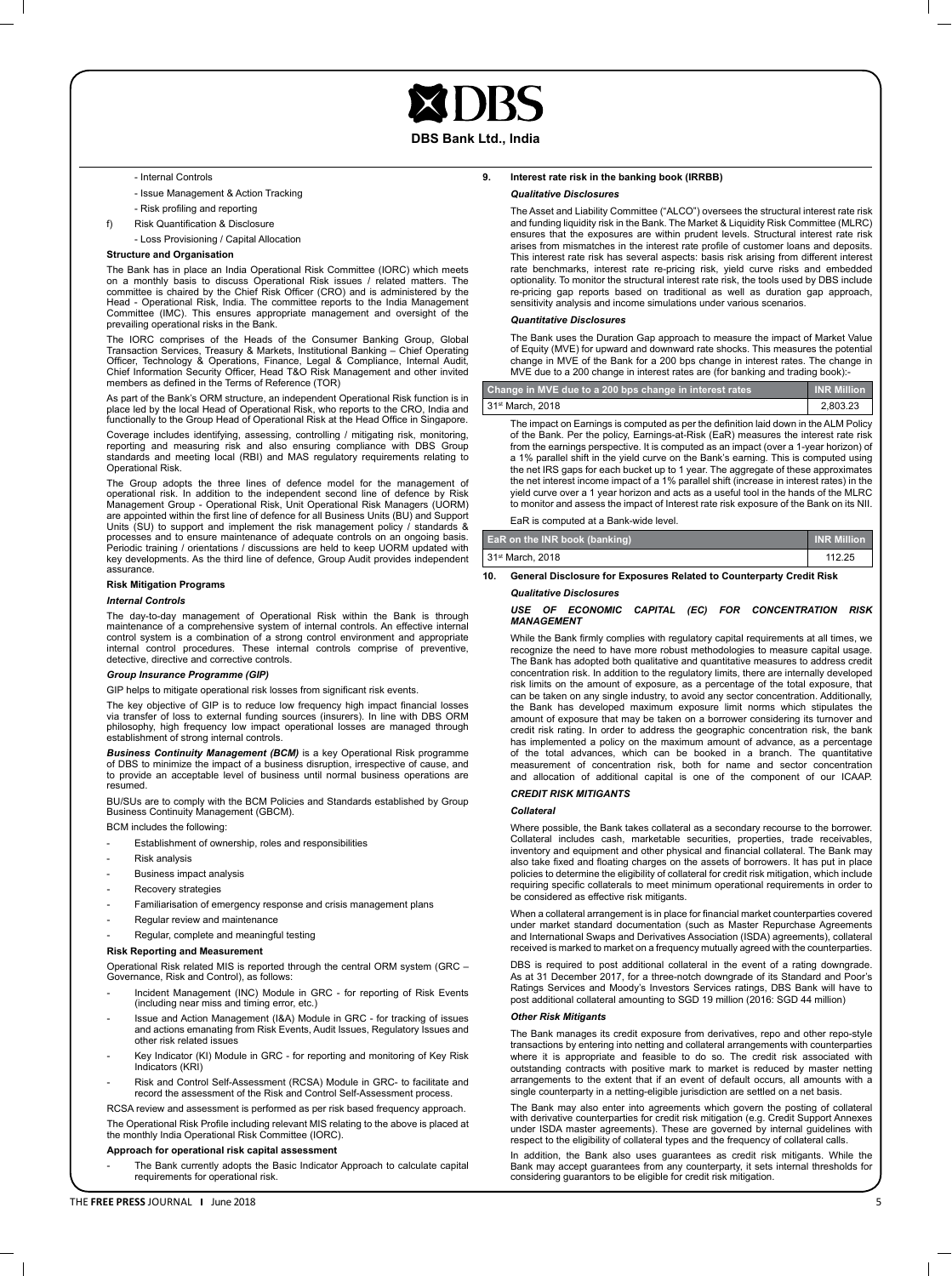- Internal Controls
- Issue Management & Action Tracking
- Risk profiling and reporting

f) Risk Quantification & Disclosure
- Loss Provisioning / Capital Allocation

**Structure and Organisation**

The Bank has in place an India Operational Risk Committee (IORC) which meets on a monthly basis to discuss Operational Risk issues / related matters. The committee is chaired by the Chief Risk Officer (CRO) and is administered by the Head - Operational Risk, India. The committee reports to the India Management Committee (IMC). This ensures appropriate management and oversight of the prevailing operational risks in the Bank.

The IORC comprises of the Heads of the Consumer Banking Group, Global Transaction Services, Treasury & Markets, Institutional Banking – Chief Operating Officer, Technology & Operations, Finance, Legal & Compliance, Internal Audit, Chief Information Security Officer, Head T&O Risk Management and other invited members as defined in the Terms of Reference (TOR)

As part of the Bank's ORM structure, an independent Operational Risk function is in place led by the local Head of Operational Risk, who reports to the CRO, India and functionally to the Group Head of Operational Risk at the Head Office in Singapore.

Coverage includes identifying, assessing, controlling / mitigating risk, monitoring, reporting and measuring risk and also ensuring compliance with DBS Group standards and meeting local (RBI) and MAS regulatory requirements relating to Operational Risk.

The Group adopts the three lines of defence model for the management of operational risk. In addition to the independent second line of defence by Risk Management Group - Operational Risk, Unit Operational Risk Managers (UORM) are appointed within the first line of defence for all Business Units (BU) and Support Units (SU) to support and implement the risk management policy / standards & processes and to ensure maintenance of adequate controls on an ongoing basis. Periodic training / orientations / discussions are held to keep UORM updated with key developments. As the third line of defence, Group Audit provides independent assurance.

**Risk Mitigation Programs**

***Internal Controls***

The day-to-day management of Operational Risk within the Bank is through maintenance of a comprehensive system of internal controls. An effective internal control system is a combination of a strong control environment and appropriate internal control procedures. These internal controls comprise of preventive, detective, directive and corrective controls.

***Group Insurance Programme (GIP)***

GIP helps to mitigate operational risk losses from significant risk events.

The key objective of GIP is to reduce low frequency high impact financial losses via transfer of loss to external funding sources (insurers). In line with DBS ORM philosophy, high frequency low impact operational losses are managed through establishment of strong internal controls.

***Business Continuity Management (BCM)*** is a key Operational Risk programme of DBS to minimize the impact of a business disruption, irrespective of cause, and to provide an acceptable level of business until normal business operations are resumed.

BU/SUs are to comply with the BCM Policies and Standards established by Group Business Continuity Management (GBCM).

BCM includes the following:

- Establishment of ownership, roles and responsibilities
- Risk analysis
- Business impact analysis
- Recovery strategies
- Familiarisation of emergency response and crisis management plans
- Regular review and maintenance
- Regular, complete and meaningful testing

**Risk Reporting and Measurement**

Operational Risk related MIS is reported through the central ORM system (GRC – Governance, Risk and Control), as follows:

- Incident Management (INC) Module in GRC - for reporting of Risk Events (including near miss and timing error, etc.)
- Issue and Action Management (I&A) Module in GRC - for tracking of issues and actions emanating from Risk Events, Audit Issues, Regulatory Issues and other risk related issues
- Key Indicator (KI) Module in GRC - for reporting and monitoring of Key Risk Indicators (KRI)
- Risk and Control Self-Assessment (RCSA) Module in GRC- to facilitate and record the assessment of the Risk and Control Self-Assessment process.

RCSA review and assessment is performed as per risk based frequency approach.

The Operational Risk Profile including relevant MIS relating to the above is placed at the monthly India Operational Risk Committee (IORC).

**Approach for operational risk capital assessment**

- The Bank currently adopts the Basic Indicator Approach to calculate capital requirements for operational risk.

## 9. Interest rate risk in the banking book (IRRBB)

***Qualitative Disclosures***

The Asset and Liability Committee ("ALCO") oversees the structural interest rate risk and funding liquidity risk in the Bank. The Market & Liquidity Risk Committee (MLRC) ensures that the exposures are within prudent levels. Structural interest rate risk arises from mismatches in the interest rate profile of customer loans and deposits. This interest rate risk has several aspects: basis risk arising from different interest rate benchmarks, interest rate re-pricing risk, yield curve risks and embedded optionality. To monitor the structural interest rate risk, the tools used by DBS include re-pricing gap reports based on traditional as well as duration gap approach, sensitivity analysis and income simulations under various scenarios.

***Quantitative Disclosures***

The Bank uses the Duration Gap approach to measure the impact of Market Value of Equity (MVE) for upward and downward rate shocks. This measures the potential change in MVE of the Bank for a 200 bps change in interest rates. The change in MVE due to a 200 change in interest rates are (for banking and trading book):-

| Change in MVE due to a 200 bps change in interest rates | INR Million |
|---|---|
| 31st March, 2018 | 2,803.23 |

The impact on Earnings is computed as per the definition laid down in the ALM Policy of the Bank. Per the policy, Earnings-at-Risk (EaR) measures the interest rate risk from the earnings perspective. It is computed as an impact (over a 1-year horizon) of a 1% parallel shift in the yield curve on the Bank's earning. This is computed using the net IRS gaps for each bucket up to 1 year. The aggregate of these approximates the net interest income impact of a 1% parallel shift (increase in interest rates) in the yield curve over a 1 year horizon and acts as a useful tool in the hands of the MLRC to monitor and assess the impact of Interest rate risk exposure of the Bank on its NII.

EaR is computed at a Bank-wide level.

| EaR on the INR book (banking) | INR Million |
|---|---|
| 31st March, 2018 | 112.25 |

## 10. General Disclosure for Exposures Related to Counterparty Credit Risk

***Qualitative Disclosures***

***USE OF ECONOMIC CAPITAL (EC) FOR CONCENTRATION RISK MANAGEMENT***

While the Bank firmly complies with regulatory capital requirements at all times, we recognize the need to have more robust methodologies to measure capital usage. The Bank has adopted both qualitative and quantitative measures to address credit concentration risk. In addition to the regulatory limits, there are internally developed risk limits on the amount of exposure, as a percentage of the total exposure, that can be taken on any single industry, to avoid any sector concentration. Additionally, the Bank has developed maximum exposure limit norms which stipulates the amount of exposure that may be taken on a borrower considering its turnover and credit risk rating. In order to address the geographic concentration risk, the bank has implemented a policy on the maximum amount of advance, as a percentage of the total advances, which can be booked in a branch. The quantitative measurement of concentration risk, both for name and sector concentration and allocation of additional capital is one of the component of our ICAAP.

***CREDIT RISK MITIGANTS***

***Collateral***

Where possible, the Bank takes collateral as a secondary recourse to the borrower. Collateral includes cash, marketable securities, properties, trade receivables, inventory and equipment and other physical and financial collateral. The Bank may also take fixed and floating charges on the assets of borrowers. It has put in place policies to determine the eligibility of collateral for credit risk mitigation, which include requiring specific collaterals to meet minimum operational requirements in order to be considered as effective risk mitigants.

When a collateral arrangement is in place for financial market counterparties covered under market standard documentation (such as Master Repurchase Agreements and International Swaps and Derivatives Association (ISDA) agreements), collateral received is marked to market on a frequency mutually agreed with the counterparties.

DBS is required to post additional collateral in the event of a rating downgrade. As at 31 December 2017, for a three-notch downgrade of its Standard and Poor's Ratings Services and Moody's Investors Services ratings, DBS Bank will have to post additional collateral amounting to SGD 19 million (2016: SGD 44 million)

***Other Risk Mitigants***

The Bank manages its credit exposure from derivatives, repo and other repo-style transactions by entering into netting and collateral arrangements with counterparties where it is appropriate and feasible to do so. The credit risk associated with outstanding contracts with positive mark to market is reduced by master netting arrangements to the extent that if an event of default occurs, all amounts with a single counterparty in a netting-eligible jurisdiction are settled on a net basis.

The Bank may also enter into agreements which govern the posting of collateral with derivative counterparties for credit risk mitigation (e.g. Credit Support Annexes under ISDA master agreements). These are governed by internal guidelines with respect to the eligibility of collateral types and the frequency of collateral calls.

In addition, the Bank also uses guarantees as credit risk mitigants. While the Bank may accept guarantees from any counterparty, it sets internal thresholds for considering guarantors to be eligible for credit risk mitigation.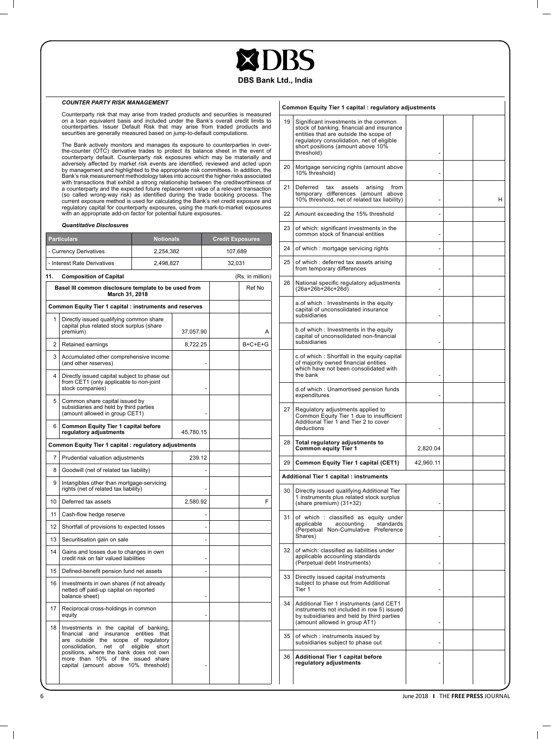### COUNTER PARTY RISK MANAGEMENT

Counterparty risk that may arise from traded products and securities is measured on a loan equivalent basis and included under the Bank's overall credit limits to counterparties. Issuer Default Risk that may arise from traded products and securities are generally measured based on jump-to-default computations.

The Bank actively monitors and manages its exposure to counterparties in over-the-counter (OTC) derivative trades to protect its balance sheet in the event of counterparty default. Counterparty risk exposures which may be materially and adversely affected by market risk events are identified, reviewed and acted upon by management and highlighted to the appropriate risk committees. In addition, the Bank's risk measurement methodology takes into account the higher risks associated with transactions that exhibit a strong relationship between the creditworthiness of a counterparty and the expected future replacement value of a relevant transaction (so called wrong-way risk) as identified during the trade booking process. The current exposure method is used for calculating the Bank's net credit exposure and regulatory capital for counterparty exposures, using the mark-to-market exposures with an appropriate add-on factor for potential future exposures.

*Quantitative Disclosures*

| Particulars | Notionals | Credit Exposures |
|---|---|---|
| - Currency Derivatives | 2,254,382 | 107,689 |
| - Interest Rate Derivatives | 2,498,827 | 32,031 |

### 11. Composition of Capital

(Rs. in million)

| | Basel III common disclosure template to be used from March 31, 2018 | | | Ref No |
|---|---|---|---|---|
| | **Common Equity Tier 1 capital : instruments and reserves** | | | |
| 1 | Directly issued qualifying common share capital plus related stock surplus (share premium) | 37,057.90 | | A |
| 2 | Retained earnings | 8,722.25 | | B+C+E+G |
| 3 | Accumulated other comprehensive income (and other reserves) | - | | |
| 4 | Directly issued capital subject to phase out from CET1 (only applicable to non-joint stock companies) | - | | |
| 5 | Common share capital issued by subsidiaries and held by third parties (amount allowed in group CET1) | - | | |
| 6 | **Common Equity Tier 1 capital before regulatory adjustments** | 45,780.15 | | |
| | **Common Equity Tier 1 capital : regulatory adjustments** | | | |
| 7 | Prudential valuation adjustments | 239.12 | | |
| 8 | Goodwill (net of related tax liability) | - | | |
| 9 | Intangibles other than mortgage-servicing rights (net of related tax liability) | - | | |
| 10 | Deferred tax assets | 2,580.92 | | F |
| 11 | Cash-flow hedge reserve | - | | |
| 12 | Shortfall of provisions to expected losses | - | | |
| 13 | Securitisation gain on sale | - | | |
| 14 | Gains and losses due to changes in own credit risk on fair valued liabilities | - | | |
| 15 | Defined-benefit pension fund net assets | - | | |
| 16 | Investments in own shares (if not already netted off paid-up capital on reported balance sheet) | - | | |
| 17 | Reciprocal cross-holdings in common equity | - | | |
| 18 | Investments in the capital of banking, financial and insurance entities that are outside the scope of regulatory consolidation, net of eligible short positions, where the bank does not own more than 10% of the issued share capital (amount above 10% threshold) | - | | |
| 19 | Significant investments in the common stock of banking, financial and insurance entities that are outside the scope of regulatory consolidation, net of eligible short positions (amount above 10% threshold) | - | | |
| 20 | Mortgage servicing rights (amount above 10% threshold) | - | | |
| 21 | Deferred tax assets arising from temporary differences (amount above 10% threshold, net of related tax liability) | - | | H |
| 22 | Amount exceeding the 15% threshold | - | | |
| 23 | of which: significant investments in the common stock of financial entities | - | | |
| 24 | of which : mortgage servicing rights | - | | |
| 25 | of which : deferred tax assets arising from temporary differences | - | | |
| 26 | National specific regulatory adjustments (26a+26b+26c+26d) | - | | |
| | a.of which : Investments in the equity capital of unconsolidated insurance subsidiaries | - | | |
| | b.of which : Investments in the equity capital of unconsolidated non-financial subsidiaries | - | | |
| | c.of which : Shortfall in the equity capital of majority owned financial entities which have not been consolidated with the bank | - | | |
| | d.of which : Unamortised pension funds expenditures | - | | |
| 27 | Regulatory adjustments applied to Common Equity Tier 1 due to insufficient Additional Tier 1 and Tier 2 to cover deductions | - | | |
| 28 | **Total regulatory adjustments to Common equity Tier 1** | 2,820.04 | | |
| 29 | **Common Equity Tier 1 capital (CET1)** | 42,960.11 | | |
| | **Additional Tier 1 capital : instruments** | | | |
| 30 | Directly issued qualifying Additional Tier 1 instruments plus related stock surplus (share premium) (31+32) | - | | |
| 31 | of which : classified as equity under applicable accounting standards (Perpetual Non-Cumulative Preference Shares) | - | | |
| 32 | of which: classified as liabilities under applicable accounting standards (Perpetual debt Instruments) | - | | |
| 33 | Directly issued capital instruments subject to phase out from Additional Tier 1 | - | | |
| 34 | Additional Tier 1 instruments (and CET1 instruments not included in row 5) issued by subsidiaries and held by third parties (amount allowed in group AT1) | - | | |
| 35 | of which : instruments issued by subsidiaries subject to phase out | - | | |
| 36 | **Additional Tier 1 capital before regulatory adjustments** | - | | |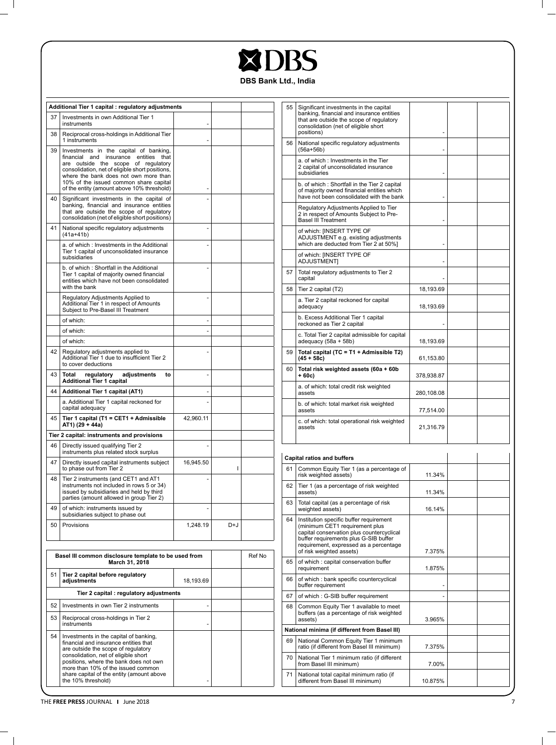# DBS

**DBS Bank Ltd., India**

| | Additional Tier 1 capital : regulatory adjustments | | | |
|---|---|---|---|---|
| 37 | Investments in own Additional Tier 1 instruments | - | | |
| 38 | Reciprocal cross-holdings in Additional Tier 1 instruments | - | | |
| 39 | Investments in the capital of banking, financial and insurance entities that are outside the scope of regulatory consolidation, net of eligible short positions, where the bank does not own more than 10% of the issued common share capital of the entity (amount above 10% threshold) | - | | |
| 40 | Significant investments in the capital of banking, financial and insurance entities that are outside the scope of regulatory consolidation (net of eligible short positions) | - | | |
| 41 | National specific regulatory adjustments (41a+41b) | - | | |
| | a. of which : Investments in the Additional Tier 1 capital of unconsolidated insurance subsidiaries | - | | |
| | b. of which : Shortfall in the Additional Tier 1 capital of majority owned financial entities which have not been consolidated with the bank | - | | |
| | Regulatory Adjustments Applied to Additional Tier 1 in respect of Amounts Subject to Pre-Basel III Treatment | - | | |
| | of which: | - | | |
| | of which: | - | | |
| | of which: | | | |
| 42 | Regulatory adjustments applied to Additional Tier 1 due to insufficient Tier 2 to cover deductions | - | | |
| 43 | **Total regulatory adjustments to Additional Tier 1 capital** | - | | |
| 44 | **Additional Tier 1 capital (AT1)** | - | | |
| | a. Additional Tier 1 capital reckoned for capital adequacy | - | | |
| 45 | **Tier 1 capital (T1 = CET1 + Admissible AT1) (29 + 44a)** | 42,960.11 | | |
| | **Tier 2 capital: instruments and provisions** | | | |
| 46 | Directly issued qualifying Tier 2 instruments plus related stock surplus | - | | |
| 47 | Directly issued capital instruments subject to phase out from Tier 2 | 16,945.50 | I | |
| 48 | Tier 2 instruments (and CET1 and AT1 instruments not included in rows 5 or 34) issued by subsidiaries and held by third parties (amount allowed in group Tier 2) | - | | |
| 49 | of which: instruments issued by subsidiaries subject to phase out | - | | |
| 50 | Provisions | 1,248.19 | D+J | |

| | Basel III common disclosure template to be used from March 31, 2018 | | | Ref No |
|---|---|---|---|---|
| 51 | **Tier 2 capital before regulatory adjustments** | 18,193.69 | | |
| | **Tier 2 capital : regulatory adjustments** | | | |
| 52 | Investments in own Tier 2 instruments | - | | |
| 53 | Reciprocal cross-holdings in Tier 2 instruments | - | | |
| 54 | Investments in the capital of banking, financial and insurance entities that are outside the scope of regulatory consolidation, net of eligible short positions, where the bank does not own more than 10% of the issued common share capital of the entity (amount above the 10% threshold) | - | | |
| 55 | Significant investments in the capital banking, financial and insurance entities that are outside the scope of regulatory consolidation (net of eligible short positions) | - | | |
| 56 | National specific regulatory adjustments (56a+56b) | - | | |
| | a. of which : Investments in the Tier 2 capital of unconsolidated insurance subsidiaries | - | | |
| | b. of which : Shortfall in the Tier 2 capital of majority owned financial entities which have not been consolidated with the bank | - | | |
| | Regulatory Adjustments Applied to Tier 2 in respect of Amounts Subject to Pre-Basel III Treatment | - | | |
| | of which: [INSERT TYPE OF ADJUSTMENT e.g. existing adjustments which are deducted from Tier 2 at 50%] | - | | |
| | of which: [INSERT TYPE OF ADJUSTMENT] | - | | |
| 57 | Total regulatory adjustments to Tier 2 capital | - | | |
| 58 | Tier 2 capital (T2) | 18,193.69 | | |
| | a. Tier 2 capital reckoned for capital adequacy | 18,193.69 | | |
| | b. Excess Additional Tier 1 capital reckoned as Tier 2 capital | - | | |
| | c. Total Tier 2 capital admissible for capital adequacy (58a + 58b) | 18,193.69 | | |
| 59 | **Total capital (TC = T1 + Admissible T2) (45 + 58c)** | 61,153.80 | | |
| 60 | **Total risk weighted assets (60a + 60b + 60c)** | 378,938.87 | | |
| | a. of which: total credit risk weighted assets | 280,108.08 | | |
| | b. of which: total market risk weighted assets | 77,514.00 | | |
| | c. of which: total operational risk weighted assets | 21,316.79 | | |

| | Capital ratios and buffers | | | |
|---|---|---|---|---|
| 61 | Common Equity Tier 1 (as a percentage of risk weighted assets) | 11.34% | | |
| 62 | Tier 1 (as a percentage of risk weighted assets) | 11.34% | | |
| 63 | Total capital (as a percentage of risk weighted assets) | 16.14% | | |
| 64 | Institution specific buffer requirement (minimum CET1 requirement plus capital conservation plus countercyclical buffer requirements plus G-SIB buffer requirement, expressed as a percentage of risk weighted assets) | 7.375% | | |
| 65 | of which : capital conservation buffer requirement | 1.875% | | |
| 66 | of which : bank specific countercyclical buffer requirement | - | | |
| 67 | of which : G-SIB buffer requirement | - | | |
| 68 | Common Equity Tier 1 available to meet buffers (as a percentage of risk weighted assets) | 3.965% | | |
| | **National minima (if different from Basel III)** | | | |
| 69 | National Common Equity Tier 1 minimum ratio (if different from Basel III minimum) | 7.375% | | |
| 70 | National Tier 1 minimum ratio (if different from Basel III minimum) | 7.00% | | |
| 71 | National total capital minimum ratio (if different from Basel III minimum) | 10.875% | | |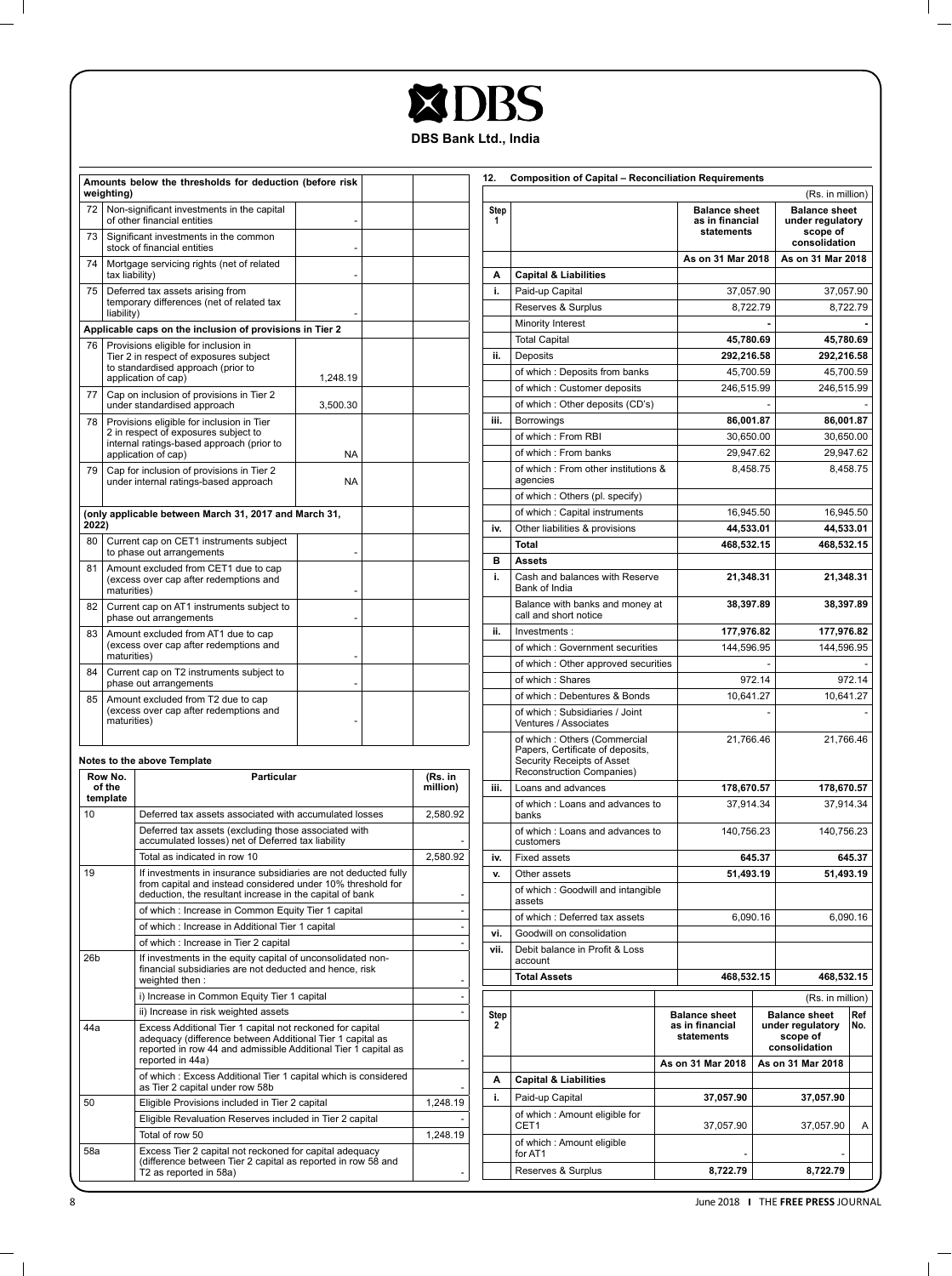# DBS Bank Ltd., India

| | Amounts below the thresholds for deduction (before risk weighting) | | | |
|---|---|---|---|---|
| 72 | Non-significant investments in the capital of other financial entities | - | | |
| 73 | Significant investments in the common stock of financial entities | - | | |
| 74 | Mortgage servicing rights (net of related tax liability) | - | | |
| 75 | Deferred tax assets arising from temporary differences (net of related tax liability) | - | | |
| | **Applicable caps on the inclusion of provisions in Tier 2** | | | |
| 76 | Provisions eligible for inclusion in Tier 2 in respect of exposures subject to standardised approach (prior to application of cap) | 1,248.19 | | |
| 77 | Cap on inclusion of provisions in Tier 2 under standardised approach | 3,500.30 | | |
| 78 | Provisions eligible for inclusion in Tier 2 in respect of exposures subject to internal ratings-based approach (prior to application of cap) | NA | | |
| 79 | Cap for inclusion of provisions in Tier 2 under internal ratings-based approach | NA | | |
| | **(only applicable between March 31, 2017 and March 31, 2022)** | | | |
| 80 | Current cap on CET1 instruments subject to phase out arrangements | - | | |
| 81 | Amount excluded from CET1 due to cap (excess over cap after redemptions and maturities) | - | | |
| 82 | Current cap on AT1 instruments subject to phase out arrangements | - | | |
| 83 | Amount excluded from AT1 due to cap (excess over cap after redemptions and maturities) | - | | |
| 84 | Current cap on T2 instruments subject to phase out arrangements | - | | |
| 85 | Amount excluded from T2 due to cap (excess over cap after redemptions and maturities) | - | | |

**Notes to the above Template**

| Row No. of the template | Particular | (Rs. in million) |
|---|---|---|
| 10 | Deferred tax assets associated with accumulated losses | 2,580.92 |
| | Deferred tax assets (excluding those associated with accumulated losses) net of Deferred tax liability | - |
| | Total as indicated in row 10 | 2,580.92 |
| 19 | If investments in insurance subsidiaries are not deducted fully from capital and instead considered under 10% threshold for deduction, the resultant increase in the capital of bank | - |
| | of which : Increase in Common Equity Tier 1 capital | - |
| | of which : Increase in Additional Tier 1 capital | - |
| | of which : Increase in Tier 2 capital | - |
| 26b | If investments in the equity capital of unconsolidated non-financial subsidiaries are not deducted and hence, risk weighted then : | - |
| | i) Increase in Common Equity Tier 1 capital | - |
| | ii) Increase in risk weighted assets | - |
| 44a | Excess Additional Tier 1 capital not reckoned for capital adequacy (difference between Additional Tier 1 capital as reported in row 44 and admissible Additional Tier 1 capital as reported in 44a) | - |
| | of which : Excess Additional Tier 1 capital which is considered as Tier 2 capital under row 58b | - |
| 50 | Eligible Provisions included in Tier 2 capital | 1,248.19 |
| | Eligible Revaluation Reserves included in Tier 2 capital | - |
| | Total of row 50 | 1,248.19 |
| 58a | Excess Tier 2 capital not reckoned for capital adequacy (difference between Tier 2 capital as reported in row 58 and T2 as reported in 58a) | - |

## 12. Composition of Capital – Reconciliation Requirements

(Rs. in million)

| Step 1 | | Balance sheet as in financial statements | Balance sheet under regulatory scope of consolidation |
|---|---|---|---|
| | | As on 31 Mar 2018 | As on 31 Mar 2018 |
| **A** | **Capital & Liabilities** | | |
| **i.** | Paid-up Capital | 37,057.90 | 37,057.90 |
| | Reserves & Surplus | 8,722.79 | 8,722.79 |
| | Minority Interest | - | - |
| | Total Capital | **45,780.69** | **45,780.69** |
| **ii.** | Deposits | **292,216.58** | **292,216.58** |
| | of which : Deposits from banks | 45,700.59 | 45,700.59 |
| | of which : Customer deposits | 246,515.99 | 246,515.99 |
| | of which : Other deposits (CD's) | - | - |
| **iii.** | Borrowings | **86,001.87** | **86,001.87** |
| | of which : From RBI | 30,650.00 | 30,650.00 |
| | of which : From banks | 29,947.62 | 29,947.62 |
| | of which : From other institutions & agencies | 8,458.75 | 8,458.75 |
| | of which : Others (pl. specify) | | |
| | of which : Capital instruments | 16,945.50 | 16,945.50 |
| **iv.** | Other liabilities & provisions | **44,533.01** | **44,533.01** |
| | **Total** | **468,532.15** | **468,532.15** |
| **B** | **Assets** | | |
| **i.** | Cash and balances with Reserve Bank of India | **21,348.31** | **21,348.31** |
| | Balance with banks and money at call and short notice | **38,397.89** | **38,397.89** |
| **ii.** | Investments : | **177,976.82** | **177,976.82** |
| | of which : Government securities | 144,596.95 | 144,596.95 |
| | of which : Other approved securities | - | - |
| | of which : Shares | 972.14 | 972.14 |
| | of which : Debentures & Bonds | 10,641.27 | 10,641.27 |
| | of which : Subsidiaries / Joint Ventures / Associates | - | - |
| | of which : Others (Commercial Papers, Certificate of deposits, Security Receipts of Asset Reconstruction Companies) | 21,766.46 | 21,766.46 |
| **iii.** | Loans and advances | **178,670.57** | **178,670.57** |
| | of which : Loans and advances to banks | 37,914.34 | 37,914.34 |
| | of which : Loans and advances to customers | 140,756.23 | 140,756.23 |
| **iv.** | Fixed assets | **645.37** | **645.37** |
| **v.** | Other assets | **51,493.19** | **51,493.19** |
| | of which : Goodwill and intangible assets | | |
| | of which : Deferred tax assets | 6,090.16 | 6,090.16 |
| **vi.** | Goodwill on consolidation | | |
| **vii.** | Debit balance in Profit & Loss account | | |
| | **Total Assets** | **468,532.15** | **468,532.15** |

(Rs. in million)

| Step 2 | | Balance sheet as in financial statements | Balance sheet under regulatory scope of consolidation | Ref No. |
|---|---|---|---|---|
| | | As on 31 Mar 2018 | As on 31 Mar 2018 | |
| **A** | **Capital & Liabilities** | | | |
| **i.** | Paid-up Capital | **37,057.90** | **37,057.90** | |
| | of which : Amount eligible for CET1 | 37,057.90 | 37,057.90 | A |
| | of which : Amount eligible for AT1 | - | - | |
| | Reserves & Surplus | **8,722.79** | **8,722.79** | |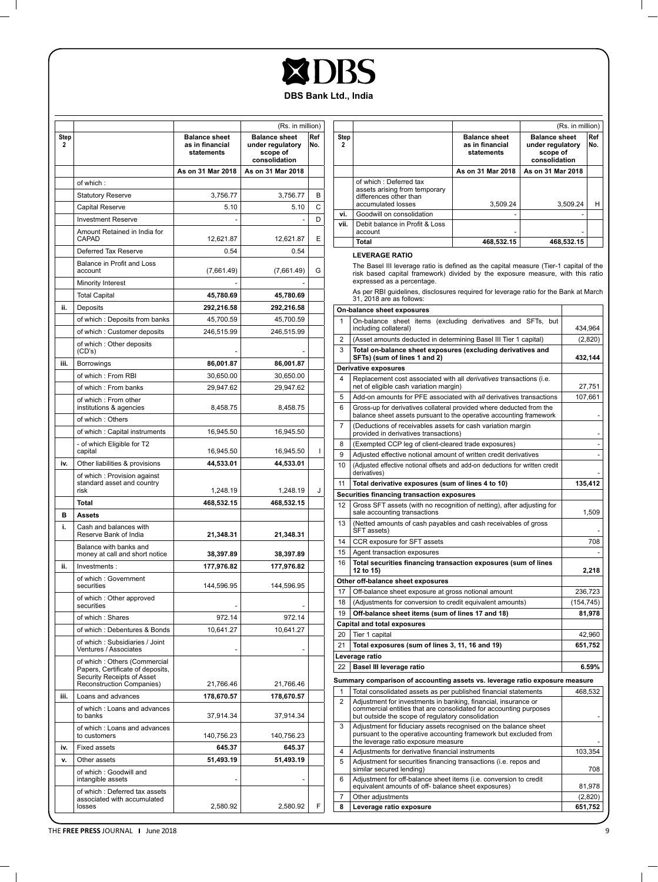# DBS

**DBS Bank Ltd., India**

(Rs. in million)

| Step 2 | | Balance sheet as in financial statements | Balance sheet under regulatory scope of consolidation | Ref No. |
|---|---|---|---|---|
| | | As on 31 Mar 2018 | As on 31 Mar 2018 | |
| | of which : | | | |
| | Statutory Reserve | 3,756.77 | 3,756.77 | B |
| | Capital Reserve | 5.10 | 5.10 | C |
| | Investment Reserve | - | - | D |
| | Amount Retained in India for CAPAD | 12,621.87 | 12,621.87 | E |
| | Deferred Tax Reserve | 0.54 | 0.54 | |
| | Balance in Profit and Loss account | (7,661.49) | (7,661.49) | G |
| | Minority Interest | - | - | |
| | Total Capital | **45,780.69** | **45,780.69** | |
| ii. | Deposits | **292,216.58** | **292,216.58** | |
| | of which : Deposits from banks | 45,700.59 | 45,700.59 | |
| | of which : Customer deposits | 246,515.99 | 246,515.99 | |
| | of which : Other deposits (CD's) | - | - | |
| iii. | Borrowings | **86,001.87** | **86,001.87** | |
| | of which : From RBI | 30,650.00 | 30,650.00 | |
| | of which : From banks | 29,947.62 | 29,947.62 | |
| | of which : From other institutions & agencies | 8,458.75 | 8,458.75 | |
| | of which : Others | | | |
| | of which : Capital instruments | 16,945.50 | 16,945.50 | |
| | - of which Eligible for T2 capital | 16,945.50 | 16,945.50 | I |
| iv. | Other liabilities & provisions | **44,533.01** | **44,533.01** | |
| | of which : Provision against standard asset and country risk | 1,248.19 | 1,248.19 | J |
| | **Total** | **468,532.15** | **468,532.15** | |
| **B** | **Assets** | | | |
| i. | Cash and balances with Reserve Bank of India | **21,348.31** | **21,348.31** | |
| | Balance with banks and money at call and short notice | **38,397.89** | **38,397.89** | |
| ii. | Investments : | **177,976.82** | **177,976.82** | |
| | of which : Government securities | 144,596.95 | 144,596.95 | |
| | of which : Other approved securities | - | - | |
| | of which : Shares | 972.14 | 972.14 | |
| | of which : Debentures & Bonds | 10,641.27 | 10,641.27 | |
| | of which : Subsidiaries / Joint Ventures / Associates | - | - | |
| | of which : Others (Commercial Papers, Certificate of deposits, Security Receipts of Asset Reconstruction Companies) | 21,766.46 | 21,766.46 | |
| iii. | Loans and advances | **178,670.57** | **178,670.57** | |
| | of which : Loans and advances to banks | 37,914.34 | 37,914.34 | |
| | of which : Loans and advances to customers | 140,756.23 | 140,756.23 | |
| iv. | Fixed assets | **645.37** | **645.37** | |
| v. | Other assets | **51,493.19** | **51,493.19** | |
| | of which : Goodwill and intangible assets | - | - | |
| | of which : Deferred tax assets associated with accumulated losses | 2,580.92 | 2,580.92 | F |
| | of which : Deferred tax assets arising from temporary differences other than accumulated losses | 3,509.24 | 3,509.24 | H |
| vi. | Goodwill on consolidation | - | - | |
| vii. | Debit balance in Profit & Loss account | - | - | |
| | **Total** | **468,532.15** | **468,532.15** | |

**LEVERAGE RATIO**

The Basel III leverage ratio is defined as the capital measure (Tier-1 capital of the risk based capital framework) divided by the exposure measure, with this ratio expressed as a percentage.

As per RBI guidelines, disclosures required for leverage ratio for the Bank at March 31, 2018 are as follows:

| | | |
|---|---|---|
| **On-balance sheet exposures** | | |
| 1 | On-balance sheet items (excluding derivatives and SFTs, but including collateral) | 434,964 |
| 2 | (Asset amounts deducted in determining Basel III Tier 1 capital) | (2,820) |
| 3 | **Total on-balance sheet exposures (excluding derivatives and SFTs) (sum of lines 1 and 2)** | **432,144** |
| **Derivative exposures** | | |
| 4 | Replacement cost associated with all *derivatives* transactions (i.e. net of eligible cash variation margin) | 27,751 |
| 5 | Add-on amounts for PFE associated with *all* derivatives transactions | 107,661 |
| 6 | Gross-up for derivatives collateral provided where deducted from the balance sheet assets pursuant to the operative accounting framework | - |
| 7 | (Deductions of receivables assets for cash variation margin provided in derivatives transactions) | - |
| 8 | (Exempted CCP leg of client-cleared trade exposures) | - |
| 9 | Adjusted effective notional amount of written credit derivatives | - |
| 10 | (Adjusted effective notional offsets and add-on deductions for written credit derivatives) | - |
| 11 | **Total derivative exposures (sum of lines 4 to 10)** | **135,412** |
| **Securities financing transaction exposures** | | |
| 12 | Gross SFT assets (with no recognition of netting), after adjusting for sale accounting transactions | 1,509 |
| 13 | (Netted amounts of cash payables and cash receivables of gross SFT assets) | - |
| 14 | CCR exposure for SFT assets | 708 |
| 15 | Agent transaction exposures | - |
| 16 | **Total securities financing transaction exposures (sum of lines 12 to 15)** | **2,218** |
| **Other off-balance sheet exposures** | | |
| 17 | Off-balance sheet exposure at gross notional amount | 236,723 |
| 18 | (Adjustments for conversion to credit equivalent amounts) | (154,745) |
| 19 | **Off-balance sheet items (sum of lines 17 and 18)** | **81,978** |
| **Capital and total exposures** | | |
| 20 | Tier 1 capital | 42,960 |
| 21 | **Total exposures (sum of lines 3, 11, 16 and 19)** | **651,752** |
| **Leverage ratio** | | |
| 22 | **Basel III leverage ratio** | **6.59%** |

**Summary comparison of accounting assets vs. leverage ratio exposure measure**

| | | |
|---|---|---|
| 1 | Total consolidated assets as per published financial statements | 468,532 |
| 2 | Adjustment for investments in banking, financial, insurance or commercial entities that are consolidated for accounting purposes but outside the scope of regulatory consolidation | - |
| 3 | Adjustment for fiduciary assets recognised on the balance sheet pursuant to the operative accounting framework but excluded from the leverage ratio exposure measure | - |
| 4 | Adjustments for derivative financial instruments | 103,354 |
| 5 | Adjustment for securities financing transactions (i.e. repos and similar secured lending) | 708 |
| 6 | Adjustment for off-balance sheet items (i.e. conversion to credit equivalent amounts of off- balance sheet exposures) | 81,978 |
| 7 | Other adjustments | (2,820) |
| 8 | **Leverage ratio exposure** | **651,752** |